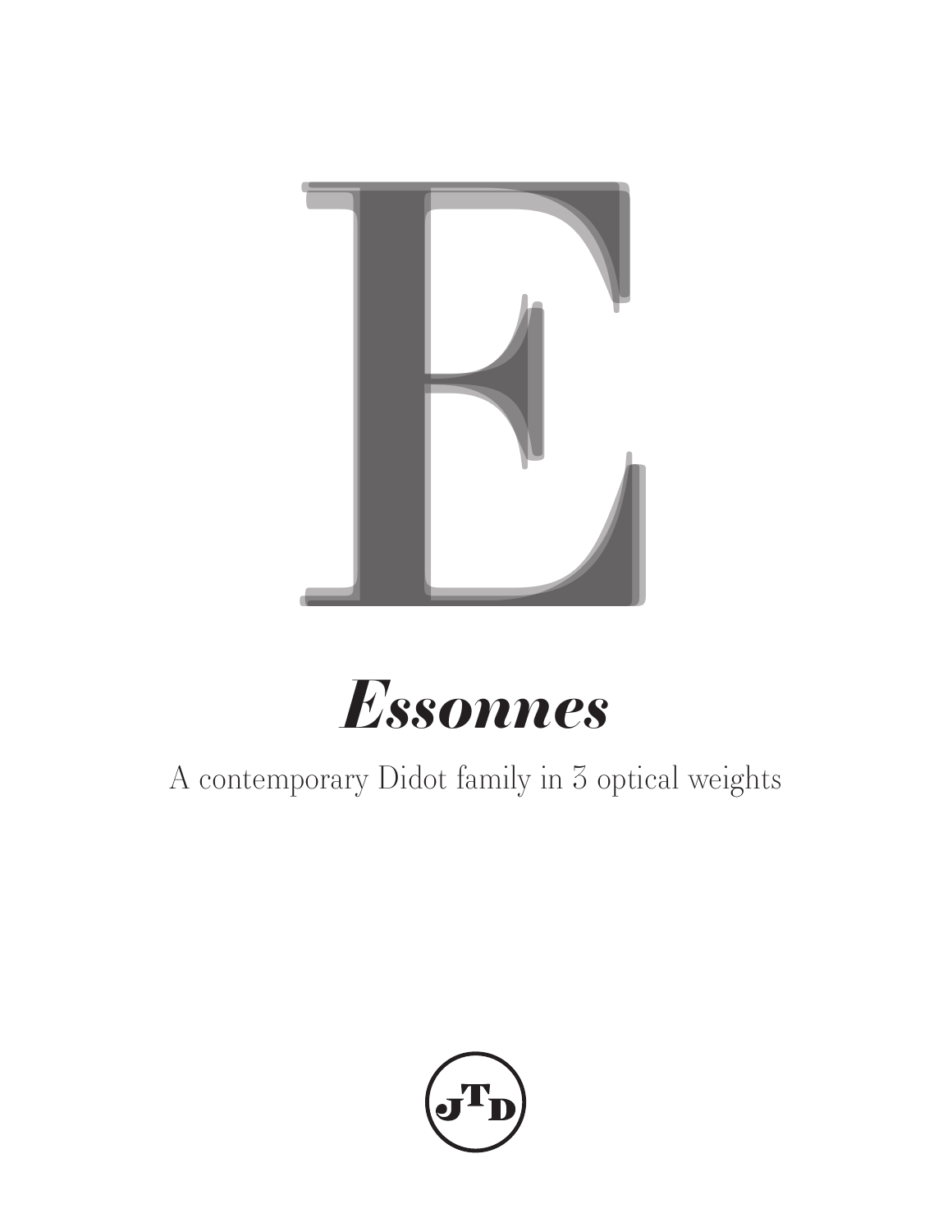E

# *Essonnes*

A contemporary Didot family in 3 optical weights

JTD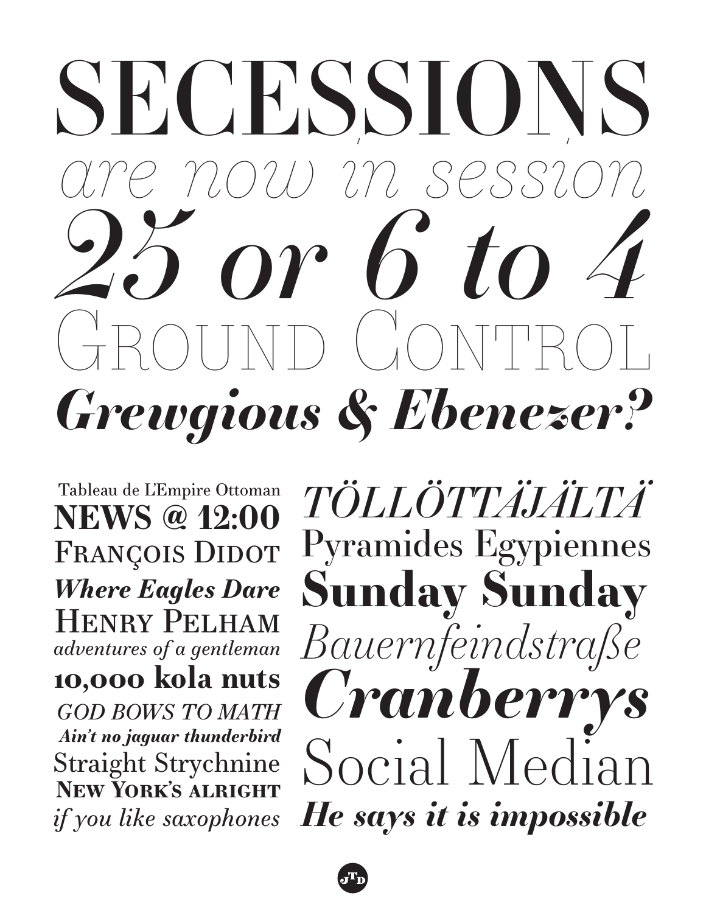# SECESSIONS

*are now in session*

***25 or 6 to 4***

GROUND CONTROL

***Grewgious & Ebenezer?***

Tableau de L'Empire Ottoman

**NEWS @ 12:00**

FRANÇOIS DIDOT

***Where Eagles Dare***

HENRY PELHAM

*adventures of a gentleman*

**10,000 kola nuts**

*GOD BOWS TO MATH*

***Ain't no jaguar thunderbird***

Straight Strychnine

**NEW YORK'S ALRIGHT**

*if you like saxophones*

*TÖLLÖTTÄJÄLTÄ*

Pyramides Egypiennes

**Sunday Sunday**

*Bauernfeindstraße*

***Cranberrys***

Social Median

***He says it is impossible***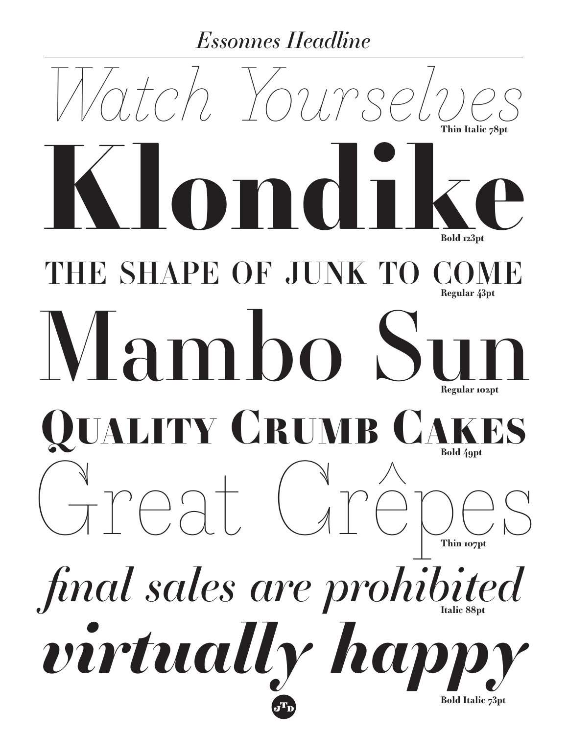*Essonnes Headline*

*Watch Yourselves* **Thin Italic 78pt**

**Klondike** **Bold 123pt**

THE SHAPE OF JUNK TO COME **Regular 43pt**

Mambo Sun **Regular 102pt**

**QUALITY CRUMB CAKES** **Bold 49pt**

Great Crêpes **Thin 107pt**

*final sales are prohibited* **Italic 88pt**

***virtually happy*** **Bold Italic 73pt**

JTD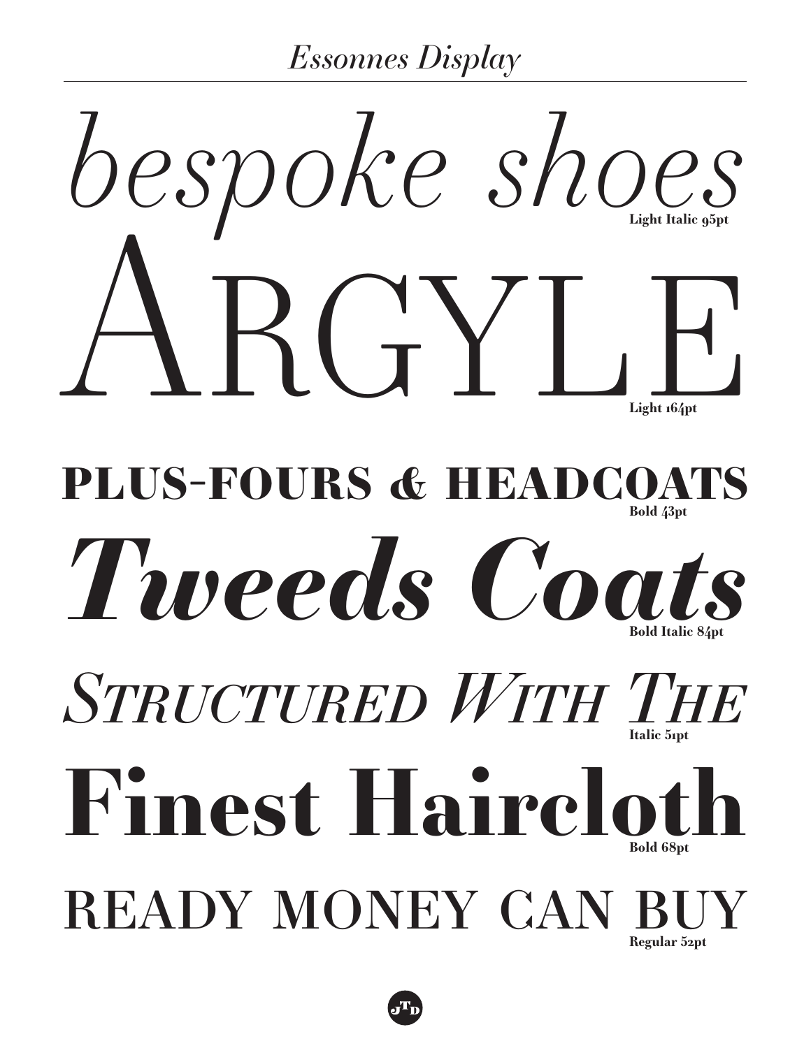# *Essonnes Display*

*bespoke shoes*
**Light Italic 95pt**

ARGYLE
**Light 164pt**

**PLUS-FOURS & HEADCOATS**
**Bold 43pt**

***Tweeds Coats***
**Bold Italic 84pt**

*STRUCTURED WITH THE*
**Italic 51pt**

**Finest Haircloth**
**Bold 68pt**

READY MONEY CAN BUY
**Regular 52pt**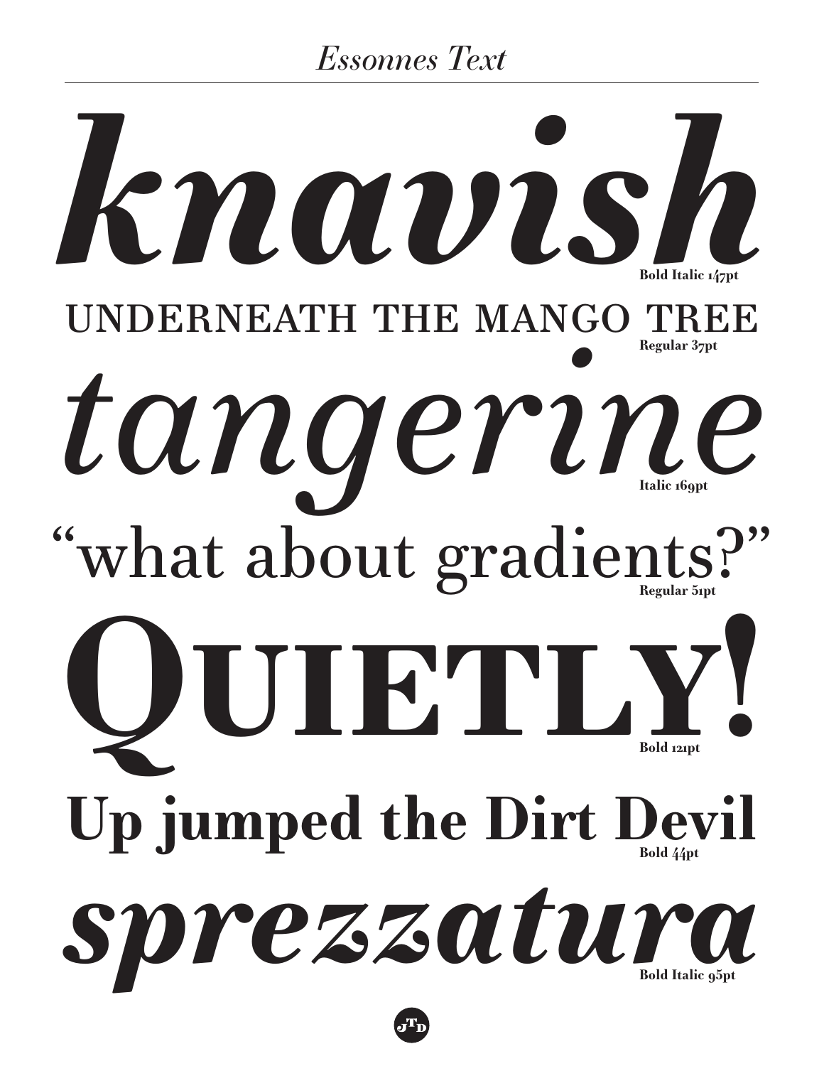# *Essonnes Text*

***knavish***
**Bold Italic 147pt**

UNDERNEATH THE MANGO TREE
**Regular 37pt**

*tangerine*
**Italic 169pt**

“what about gradients?”
**Regular 51pt**

**QUIETLY!**
**Bold 121pt**

**Up jumped the Dirt Devil**
**Bold 44pt**

***sprezzatura***
**Bold Italic 95pt**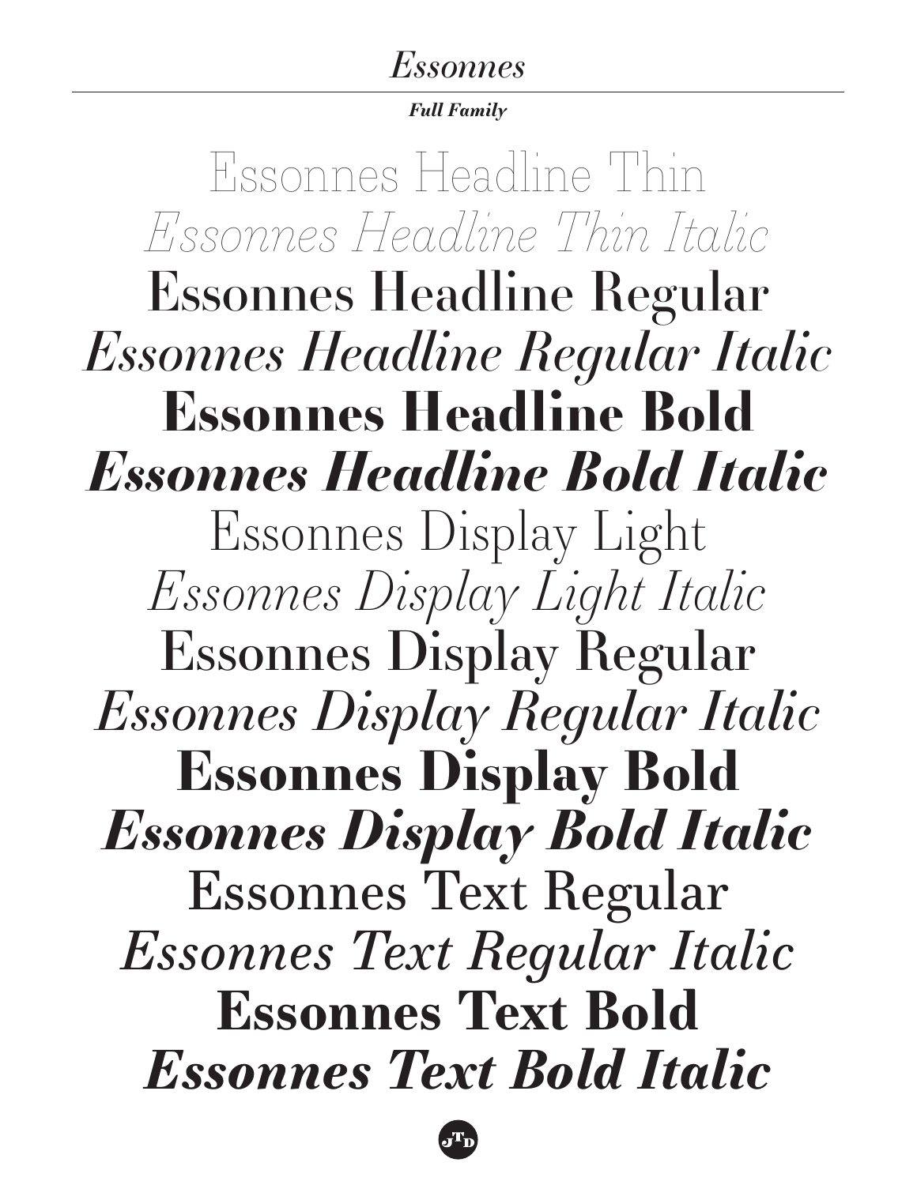*Essonnes*

***Full Family***

Essonnes Headline Thin

*Essonnes Headline Thin Italic*

Essonnes Headline Regular

*Essonnes Headline Regular Italic*

**Essonnes Headline Bold**

***Essonnes Headline Bold Italic***

Essonnes Display Light

*Essonnes Display Light Italic*

Essonnes Display Regular

*Essonnes Display Regular Italic*

**Essonnes Display Bold**

***Essonnes Display Bold Italic***

Essonnes Text Regular

*Essonnes Text Regular Italic*

**Essonnes Text Bold**

***Essonnes Text Bold Italic***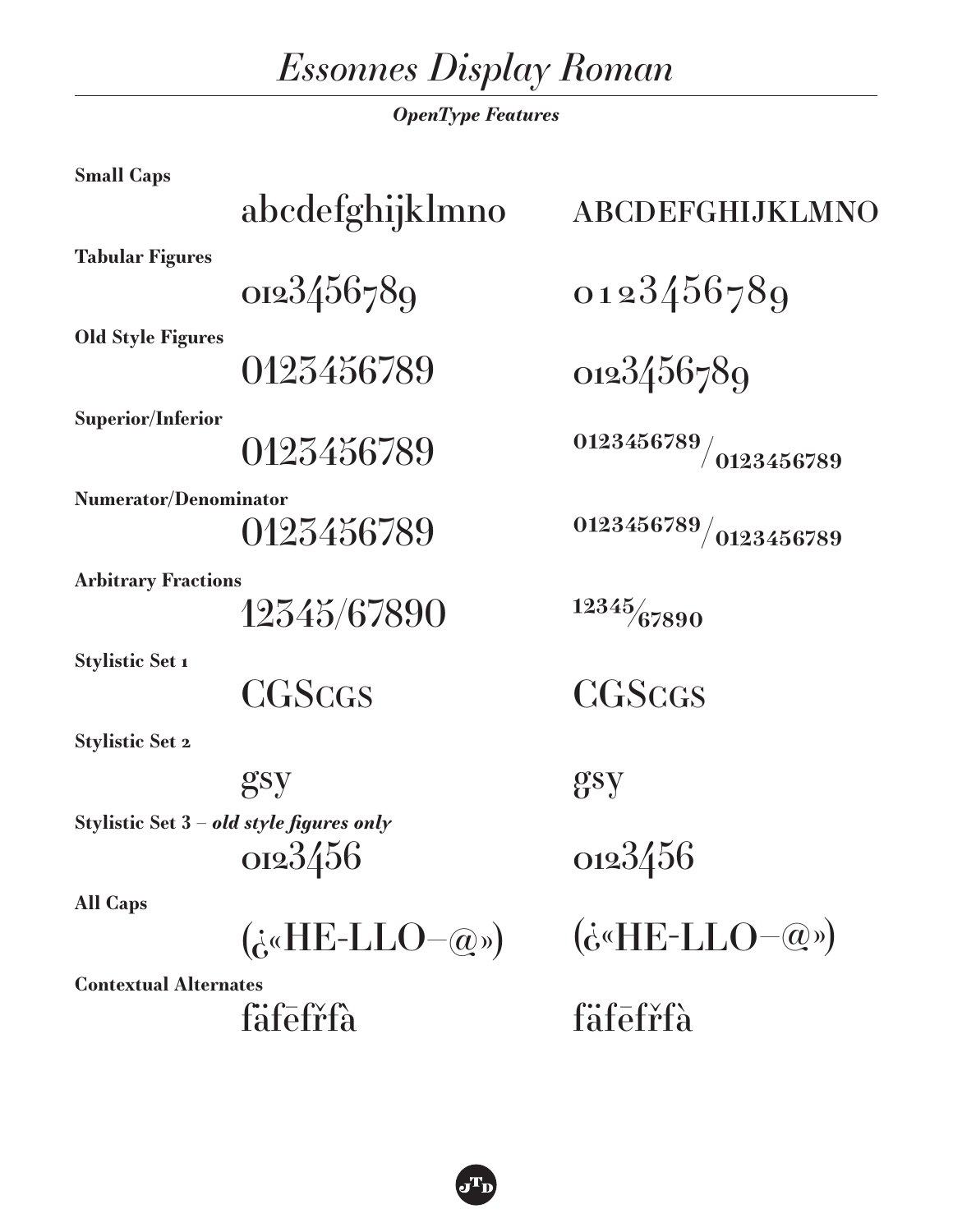# *Essonnes Display Roman*

***OpenType Features***

**Small Caps**

abcdefghijklmno ABCDEFGHIJKLMNO

**Tabular Figures**

0123456789 0123456789

**Old Style Figures**

0123456789 0123456789

**Superior/Inferior**

0123456789 0123456789/0123456789

**Numerator/Denominator**

0123456789 0123456789/0123456789

**Arbitrary Fractions**

12345/67890 12345/67890

**Stylistic Set 1**

CGScgs CGScgs

**Stylistic Set 2**

gsy gsy

**Stylistic Set 3** – ***old style figures only***

0123456 0123456

**All Caps**

(¿«HE-LLO–@») (¿«HE-LLO–@»)

**Contextual Alternates**

fäfēfřfà fäfēfřfà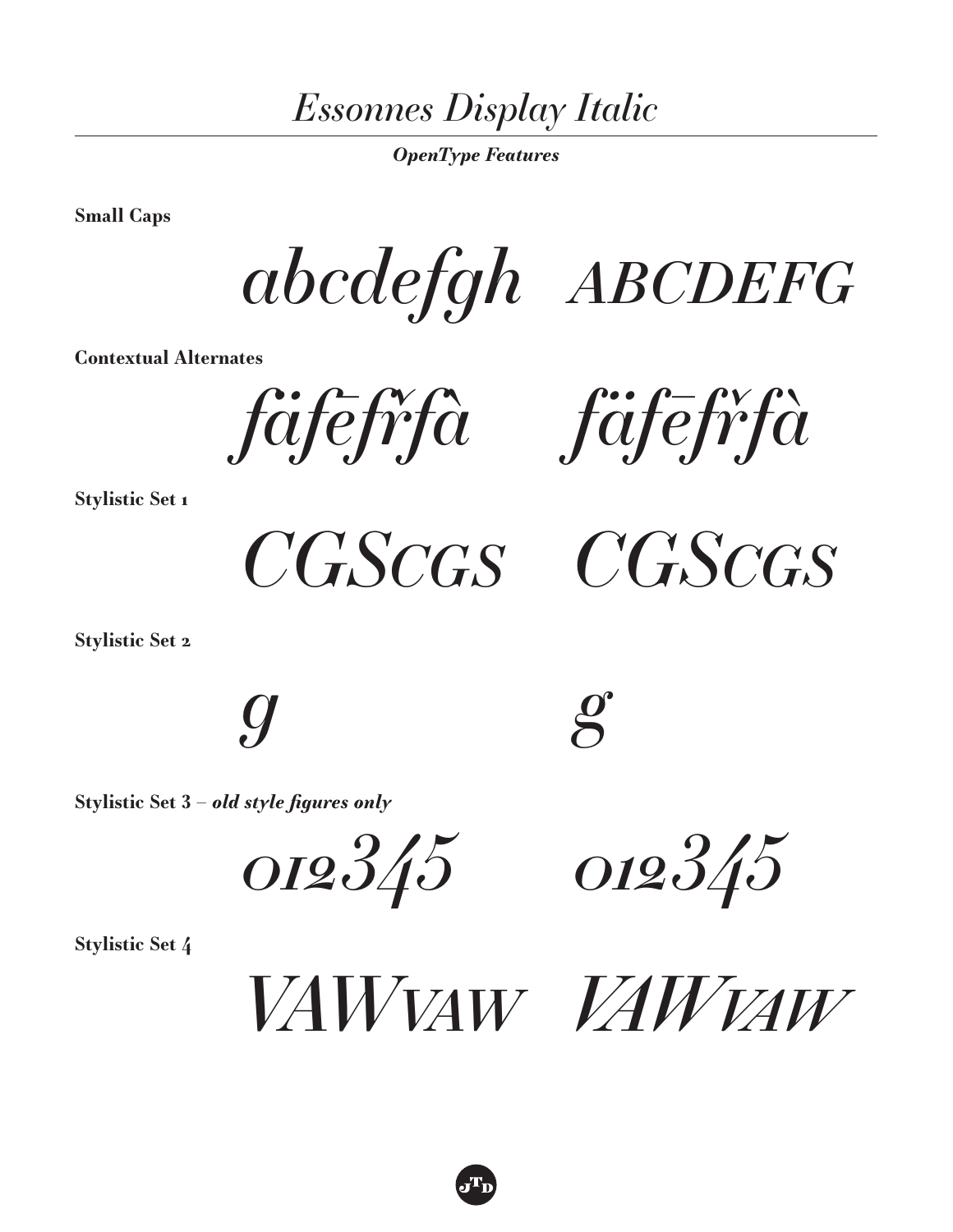# *Essonnes Display Italic*

***OpenType Features***

**Small Caps**

*abcdefgh ABCDEFG*

**Contextual Alternates**

*fäfēfřfà fäfēfřfà*

**Stylistic Set 1**

*CGScgs CGScgs*

**Stylistic Set 2**

*g g*

**Stylistic Set 3** – ***old style figures only***

*012345 012345*

**Stylistic Set 4**

*VAWvaw VAWvaw*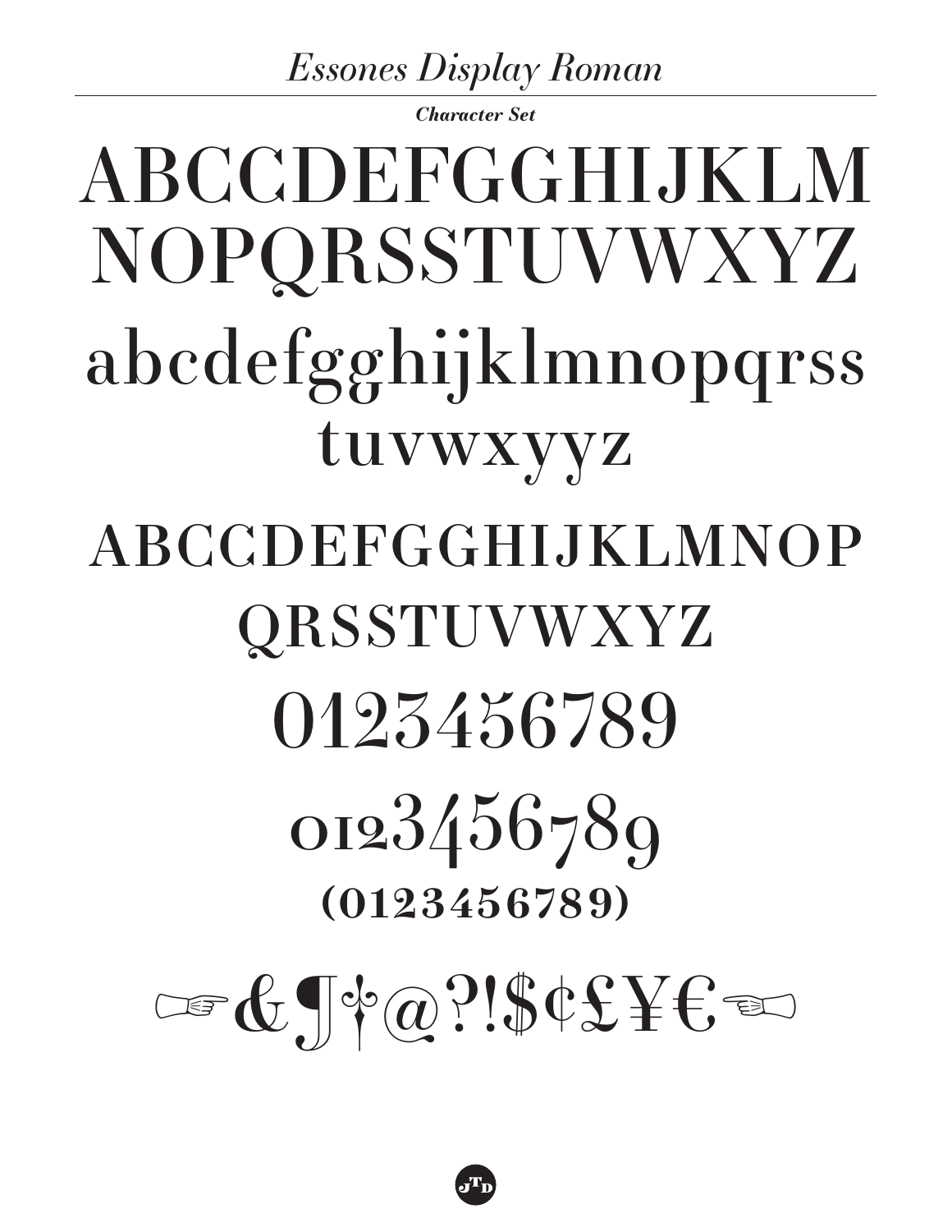# *Essones Display Roman*

***Character Set***

ABCCDEFGGHIJKLM
NOPQRSSTUVWXYZ

abcdefgghijklmnopqrss
tuvwxyyz

ABCCDEFGGHIJKLMNOP
QRSSTUVWXYZ

0123456789

0123456789

(0123456789)

☞&¶†@?!$¢£¥€☜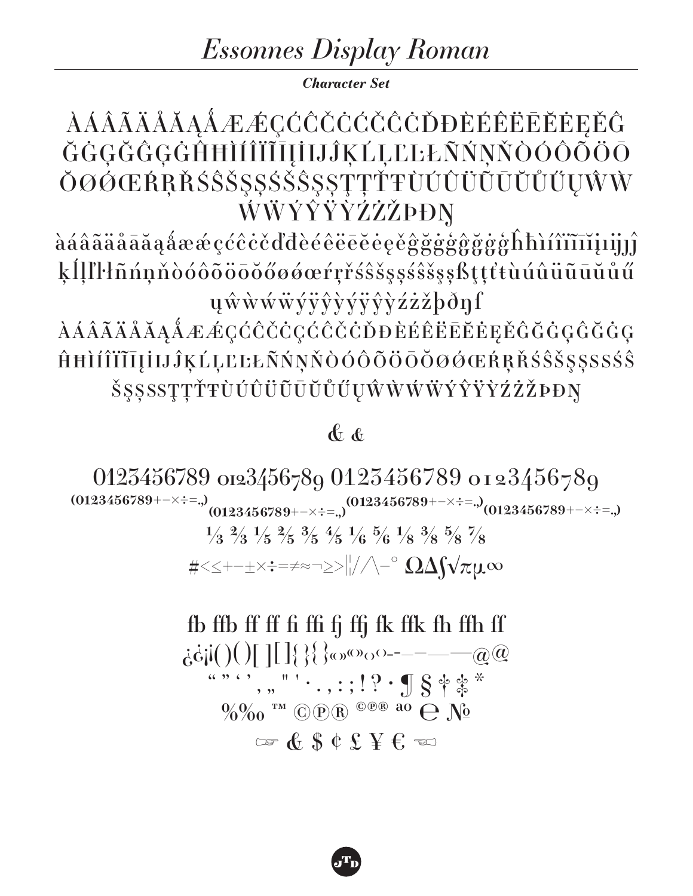# *Essonnes Display Roman*

***Character Set***

ÀÁÂÃÄÅĀĂĄǺÆǼÇĆĈČĊĆČĈĊĎĐÈÉÊËĒĔĖĘĚĜ
ĞĠĢĞĜĢĠĤĦÌÍÎÏĨĪĮİĲĴĶĹĻĽĿŁÑŃŅŇÒÓÔÕÖŌ
ŎØǾŒŔŖŘŚŜŠŞȘŚŠŜŞȘŢȚŤŦÙÚÛÜŨŪŬŮŰŲŴẀ
ẂẄÝŶŸỲŹŻŽÞĐŊ

àáâãäåāăąǻæǽçćĉċčďđèéêëēĕėęěĝğġģĝğġģĥħìíîïĩīĭįıĳĵ
ķĺļľŀłñńņňòóôõöōŏőøǿœŕŗřśŝšşșśŝšşșßţțťŧùúûüũūŭůű
ųŵẁẃẅýŷÿỳýŷÿỳźżžþðŋſ

ÀÁÂÃÄÅĀĂĄǺÆǼÇĆĈČĊÇĆĈČĊĎĐÈÉÊËĒĔĖĘĚĜĞĠĢĜĞĠĢ
ĤĦÌÍÎÏĨĪĮİĲĴĶĹĻĽĿŁÑŃŅŇÒÓÔÕÖŌŎØǾŒŔŖŘŚŜŠŞȘSSŚŜ
ŠŞȘSSŢȚŤŦÙÚÛÜŨŪŬŮŰŲŴẀẂẄÝŶŸỲŹŻŽÞĐŊ

& &

0123456789 0123456789 0123456789 0123456789
(0123456789+−×÷=.,) (0123456789+−×÷=.,) (0123456789+−×÷=.,) (0123456789+−×÷=.,)

⅓ ⅔ ⅕ ⅖ ⅗ ⅘ ⅙ ⅚ ⅛ ⅜ ⅝ ⅞

#<≤+−±×÷=≠≈¬≥>|¦/∕∖−° ΩΔ∫√πμ∞

fb ffb ff ff fi ffi fj ffj fk ffk fh ffh ff
¿¿¡¡()()[ ][ ]{}{}‹‹››‹›-‐–−—―@@
" " ' ' , „ " ' · . , : ; ! ? · ¶ § † ‡ *
%‰ ™ ©℗® ©℗® ªº ℮ №
☞ & $ ¢ £ ¥ € ☜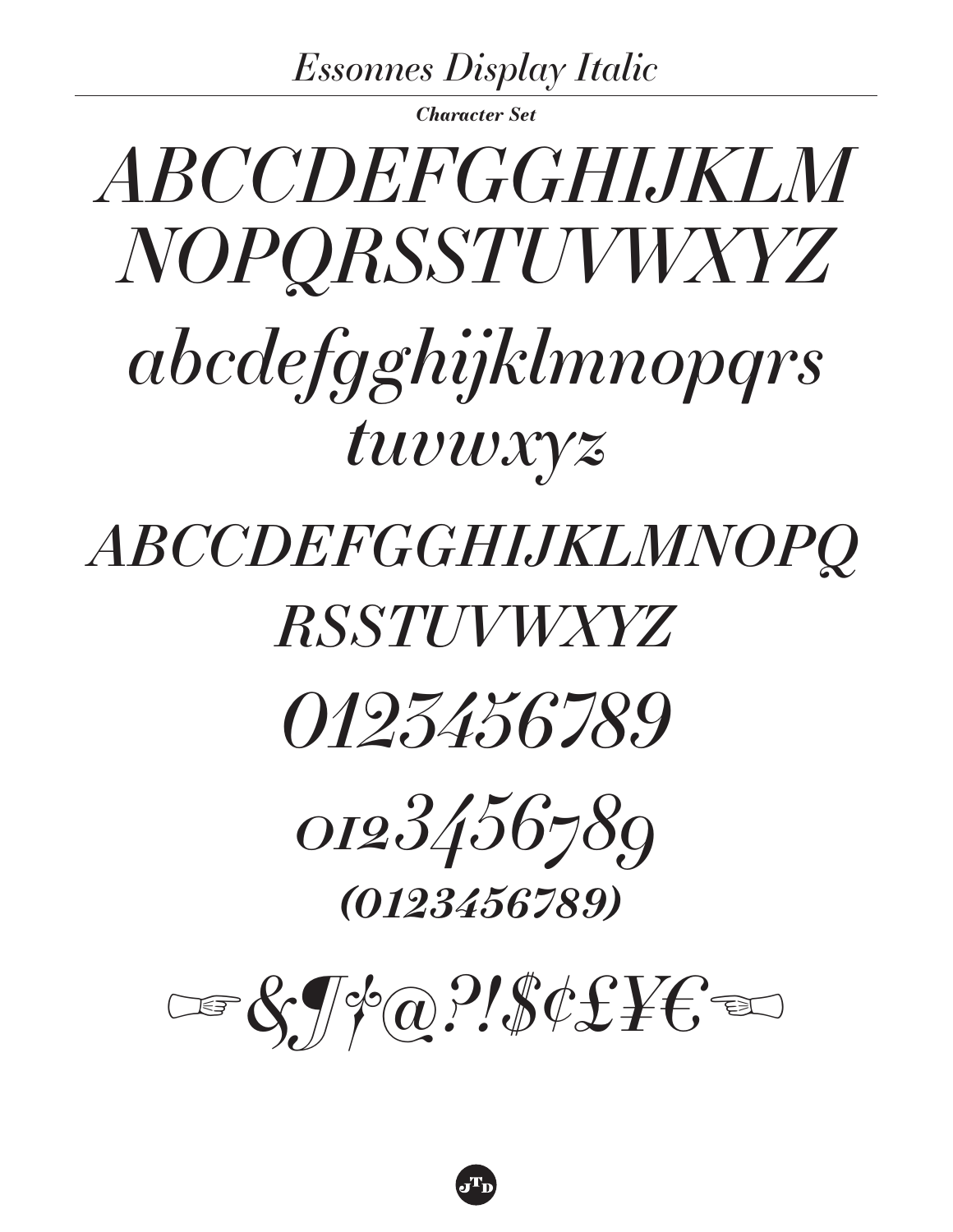# *Essonnes Display Italic*

***Character Set***

*ABCCDEFGGHIJKLM*
*NOPQRSSTUVWXYZ*

*abcdefgghijklmnopqrs*
*tuvwxyz*

*ABCCDEFGGHIJKLMNOPQ*
*RSSTUVWXYZ*

*0123456789*

*0123456789*

***(0123456789)***

☞*&¶†@?!$¢£¥€*☜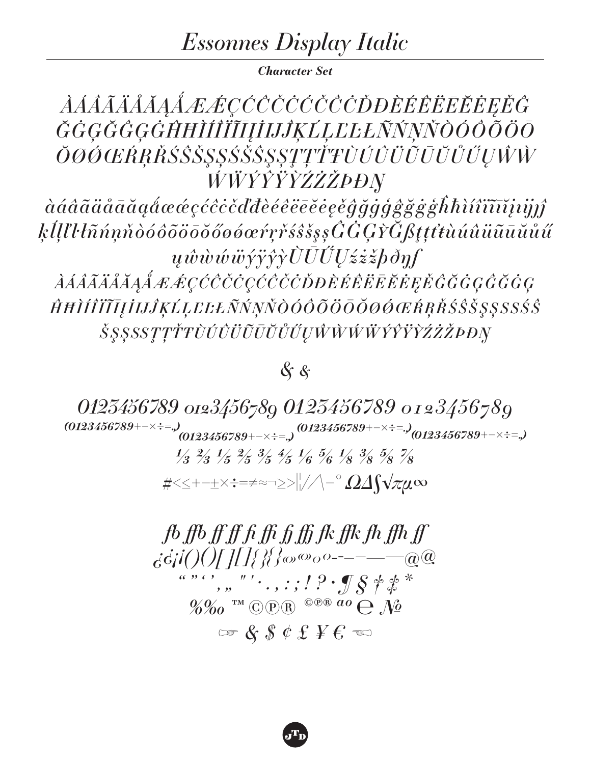# Essonnes Display Italic

***Character Set***

*ÀÁÂÃÄÅĀĂĄǺÆǼÇĆĈČĊĆĈČĊĎĐÈÉÊËĒĔĖĘĚĜ*
*ĞĠĢĞĜĢĠĤĦÌÍÎÏĨĪĮİĲĴĶĹĻĽĿŁÑŃŅŇÒÓÔÕÖŌ*
*ŎŐØǾŒŔŖŘŚŜŠŞȘŚŜŠŞȘŢȚŤŦÙÚÛÜŨŪŬŮŰŲŴẀ*
*ẂẄÝŶŸỲŹŻŽÞĐŊ*

*àáâãäåāăąǻæǽçćĉčċďđèéêëēĕėęěĝğġģĝğġģĥħìíîïĩīĭįıĳĵ*
*ķĺļľŀłñńņňòóôõöōŏőøǿœŕŗřśŝšşșĜĠĢỲĞßţțťŧùúûüũūŭůű*
*ųŵẁẃẅýÿŷỳÙŪŰŲźżžþðŋſ*

*ÀÁÂÃÄÅĀĂĄǺÆǼÇĆĈČĊÇĆĈČĊĎĐÈÉÊËĒĔĖĘĚĜĞĠĢĜĞĠĢ*
*ĤĦÌÍÎÏĨĪĮİĲĴĶĹĻĽĿŁÑŃŅŇÒÓÔÕÖŌŎØǾŒŔŖŘŚŜŠŞȘSSŚŜ*
*ŠŞȘSSŢȚŤŦÙÚÛÜŨŪŬŮŰŲŴẀẂẄÝŶŸỲŹŻŽÞĐŊ*

*& &*

*0123456789 0123456789 0123456789 0123456789*
***(0123456789+−×÷=.,) (0123456789+−×÷=.,) (0123456789+−×÷=.,) (0123456789+−×÷=.,)***

*⅓ ⅔ ⅕ ⅖ ⅗ ⅘ ⅙ ⅚ ⅛ ⅜ ⅝ ⅞*

*#<≤+−±×÷=≠≈¬≥>|¦/∕\−° ΩΔ∫√πμ∞*

*fb ffb ff ff fi ffi fj ffj fk ffk fh ffh ff*
*¿¿¡¡()()[][]{}{}ºººº-‐–−—―@@*
*“ ” ‘ ’ , „ ″ ′ · . , : ; ! ? · ¶ § † ‡ **
*%‰ ™ ©℗® ©℗® ªº ℮ №*
*☞ & $ ¢ £ ¥ € ☜*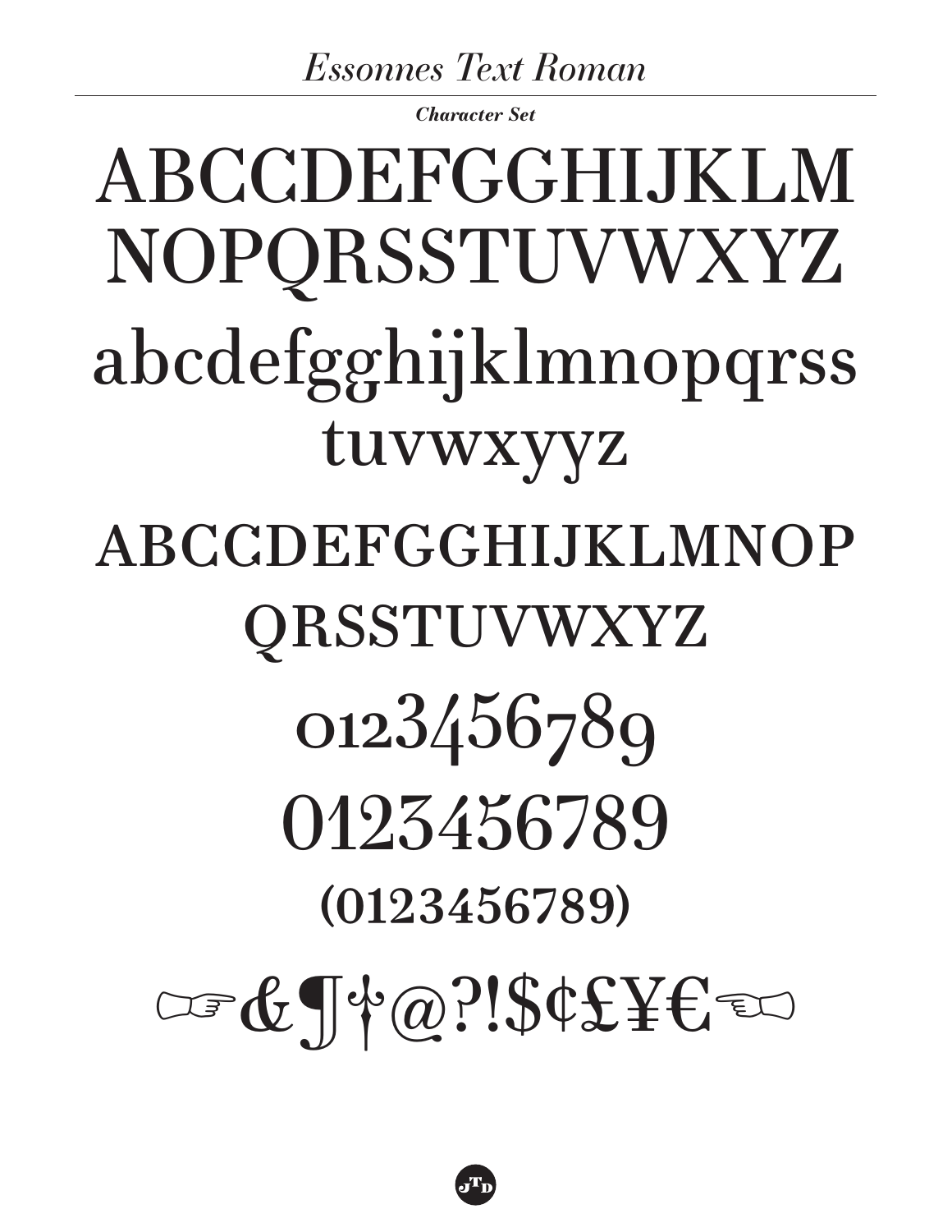# *Essonnes Text Roman*

***Character Set***

ABCCDEFGGHIJKLM
NOPQRSSTUVWXYZ

abcdefgghijklmnopqrss
tuvwxyyz

ABCCDEFGGHIJKLMNOP
QRSSTUVWXYZ

0123456789

0123456789

(0123456789)

☞&¶†@?!$¢£¥€☜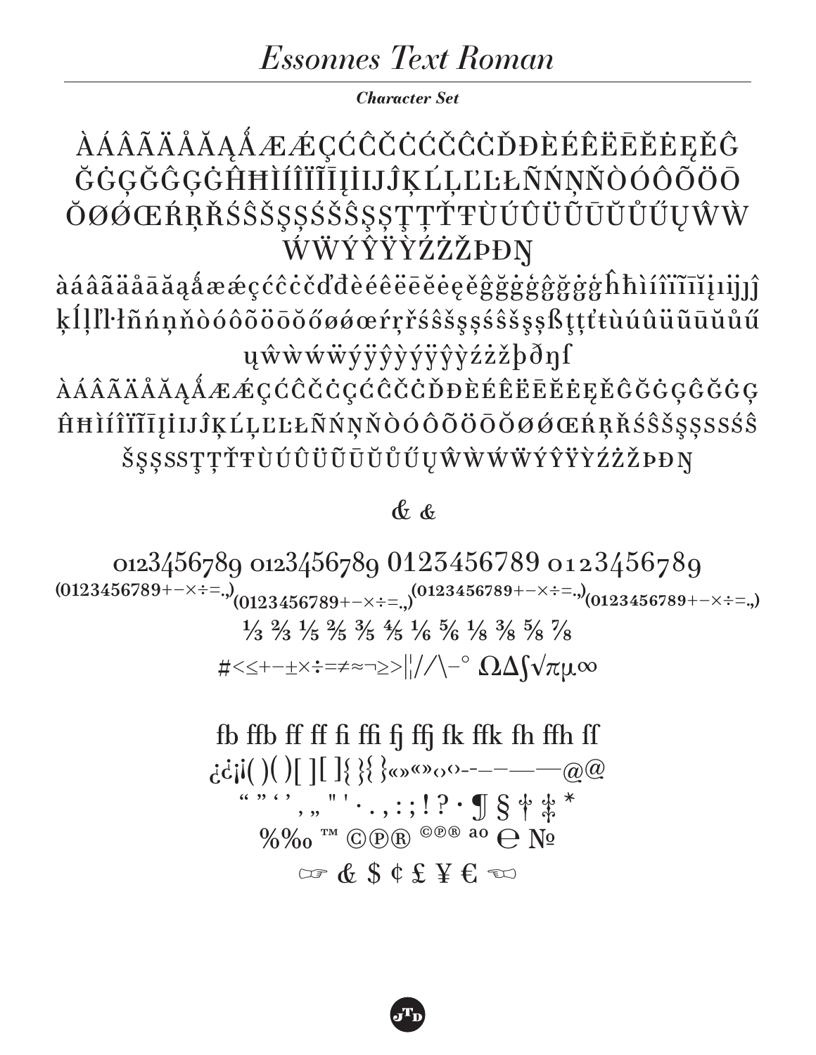# *Essonnes Text Roman*

***Character Set***

ÀÁÂÃÄÅĂĄǺÆǼÇĆĈČĊĆČĈĊĎĐÈÉÊËĒĔĖĘĚĜ
ĞĠĢĞĜĢĠĤĦÌÍÎÏĨĪĮİĲĴĶĹĻĽĿŁÑŃŅŇÒÓÔÕÖŌ
ŎØǾŒŔŖŘŚŜŠŞȘŚŠŜŞȘŢȚŤŦÙÚÛÜŨŪŬŮŰŲŴẀ
ẂẄÝŶŸỲŹŻŽÞĐŊ

àáâãäåāăąǻæǽçćĉċčďđèéêëēĕėęěĝğġģĝğġģĥħìíîïĩīĭįıĳĵ
ķĺļľŀłñńņňòóôõöōŏőøǿœŕŗřśŝšşșśŝšşșßţțťŧùúûüũūŭůű
ųŵẁẃẅýŷÿỳýÿŷỳźżžþðŋſ

ÀÁÂÃÄÅĂĄǺÆǼÇĆĈČĊÇĆĈČĊĎĐÈÉÊËĒĔĖĘĚĜĞĠĢĜĞĠĢ
ĤĦÌÍÎÏĨĪĮİĲĴĶĹĻĽĿŁÑŃŅŇÒÓÔÕÖŌŎØǾŒŔŖŘŚŜŠŞȘSSŚŜ
ŠŞȘSSŢȚŤŦÙÚÛÜŨŪŬŮŰŲŴẀẂẄÝŶŸỲŹŻŽÞĐŊ

& &

0123456789 0123456789 0123456789 0123456789

(0123456789+−×÷=.,) (0123456789+−×÷=.,) (0123456789+−×÷=.,) (0123456789+−×÷=.,)

⅓ ⅔ ⅕ ⅖ ⅗ ⅘ ⅙ ⅚ ⅛ ⅜ ⅝ ⅞

#<≤+−±×÷=≠≈¬≥>|¦/∕\−° ΩΔ∫√πµ∞

fb ffb ff ff fi ffi fj ffj fk ffk fh ffh ſſ

¿¿¡¡( )( )[ ][ ]{ }{ }«»«»‹›‹›-‐–—―@@

“ ” ‘ ’ ‚ „ " ' · . , : ; ! ? · ¶ § † ‡ *

%‰ ™ ©℗® ©℗® ª º ℮ №

☞ & $ ¢ £ ¥ € ☜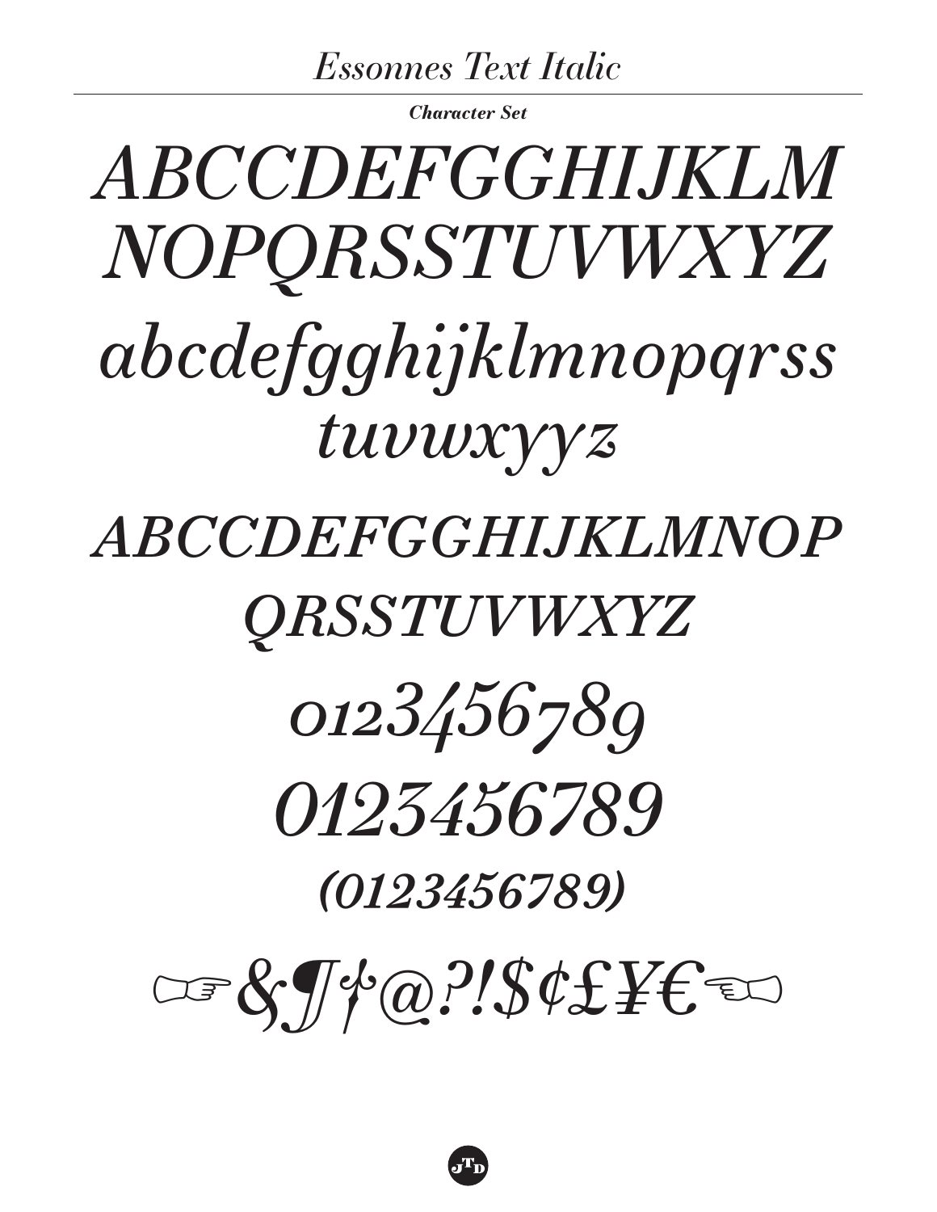# *Essonnes Text Italic*

***Character Set***

*ABCCDEFGGHIJKLM*
*NOPQRSSTUVWXYZ*

*abcdefgghijklmnopqrss*
*tuvwxyyz*

***ABCCDEFGGHIJKLMNOP***
***QRSSTUVWXYZ***

*0123456789*

*0123456789*

***(0123456789)***

*☞&¶†@?!$¢£¥€☜*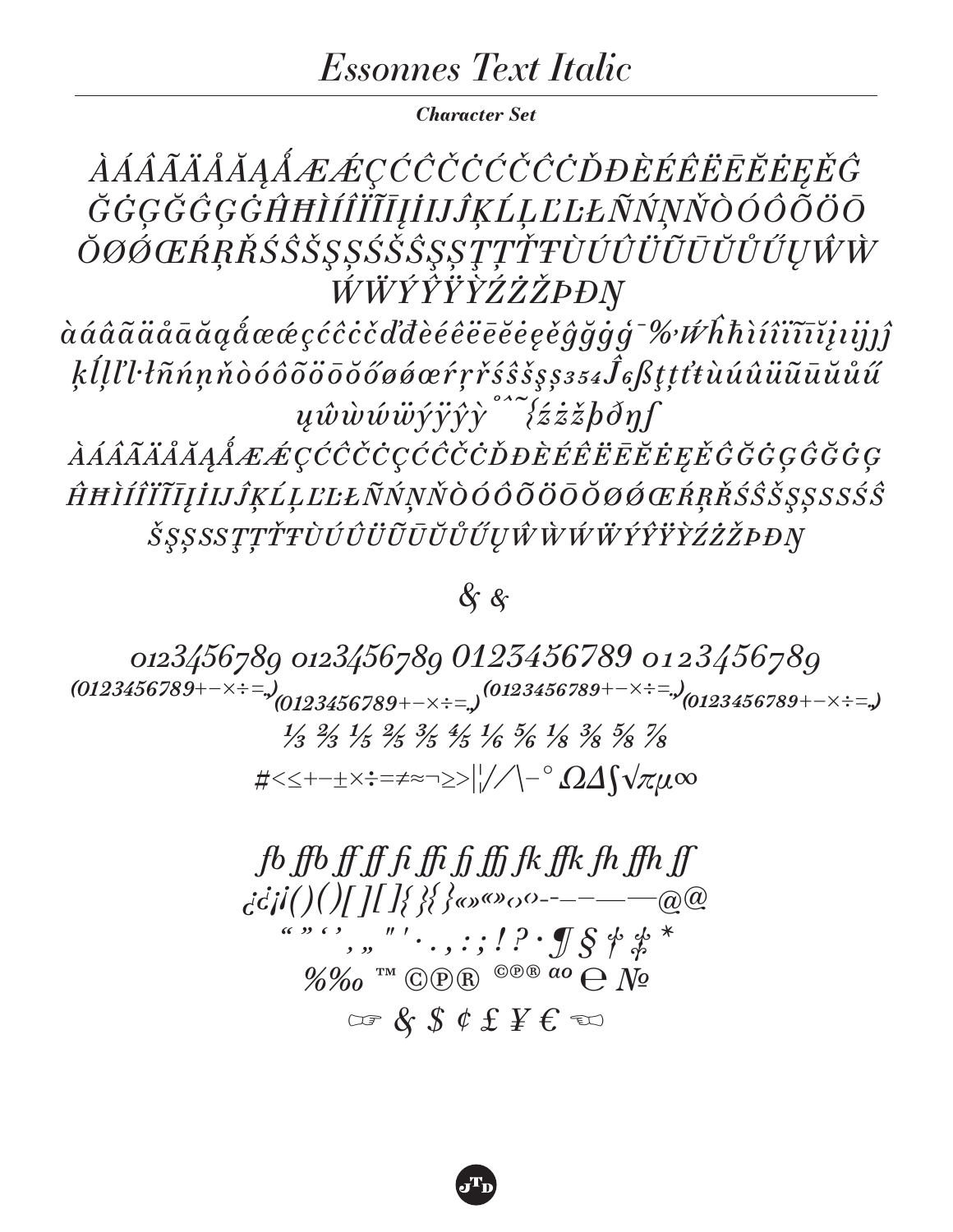# Essonnes Text Italic

***Character Set***

*ÀÁÂÃÄÅĂĄǺÆǼÇĆĈČĊĆĈČĊĎĐÈÉÊËĒĔĖĘĚĜ*
*ĞĠĢĞĜĢĠĤĦÌÍÎÏĨĪĮİIJĴĶĹĻĽĿŁÑŃŅŇÒÓÔÕÖŌ*
*ŎØǾŒŔŖŘŚŜŠŞȘŚŠŜŞȘŢȚŤŦÙÚÛÜŨŪŬŮŰŲŴẀ*
*ẂẄÝŶŸỲŹŻŽÞĐŊ*

*àáâãäåāăąǻæǽçćĉċčďđèéêëēĕėęěĝğġģ ¯ % ẃĥħìíîïĩīĭįıijĵ*
*ķĺļľŀłñńņňòóôõöōŏőøǿœŕŗřśŝšşș₃₅₄Ĵ₆ßţțťŧùúûüũūŭůű*
*ųŵẁẃẅýÿŷỳ ˚ˆ˜ {źżžþðŋʃ*

*ÀÁÂÃÄÅĂĄǺÆǼÇĆĈČĊÇĆĈČĊĎĐÈÉÊËĒĔĖĘĚĜĞĠĢĜĞĠĢ*
*ĤĦÌÍÎÏĨĪĮİIJĴĶĹĻĽĿŁÑŃŅŇÒÓÔÕÖŌŎØǾŒŔŖŘŚŜŠŞȘSSŚŜ*
*ŠŞȘSSŢȚŤŦÙÚÛÜŨŪŬŮŰŲŴẀẂẄÝŶŸỲŹŻŽÞĐŊ*

*& &*

*0123456789 0123456789 0123456789 0123456789*
*(0123456789+−×÷=.,) (0123456789+−×÷=.,) (0123456789+−×÷=.,) (0123456789+−×÷=.,)*

*⅓ ⅔ ⅕ ⅖ ⅗ ⅘ ⅙ ⅚ ⅛ ⅜ ⅝ ⅞*

#<≤+−±×÷=≠≈¬≥>|¦/∕\−° ΩΔ∫√πμ∞

*fb ffb ff ff fi ffi fj ffj fk ffk fh ffh ff*
*¿¿¡¡()()[][]{}{}«»«»‹›‹›-‐–—―@@*
*“ ” ‘ ’ , „ ″ ′ · . , : ; ! ? · ¶ § † ‡ **
*%‰ ™ ©℗® ©℗® ªº ℮ №*
*☞ & $ ¢ £ ¥ € ☜*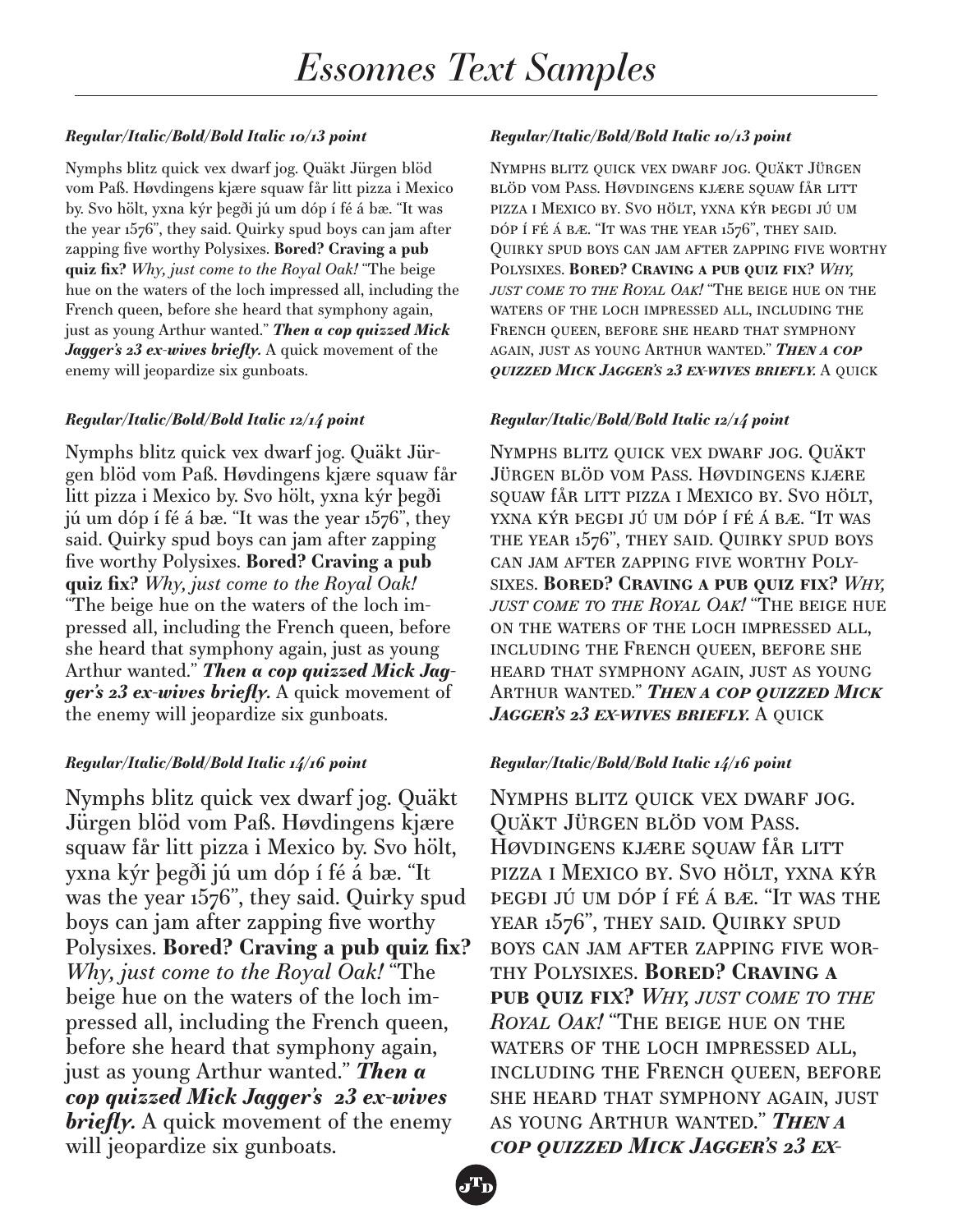# *Essonnes Text Samples*

***Regular/Italic/Bold/Bold Italic 10/13 point***

Nymphs blitz quick vex dwarf jog. Quäkt Jürgen blöd vom Paß. Høvdingens kjære squaw får litt pizza i Mexico by. Svo hölt, yxna kýr þegði jú um dóp í fé á bæ. "It was the year 1576", they said. Quirky spud boys can jam after zapping five worthy Polysixes. **Bored? Craving a pub quiz fix?** *Why, just come to the Royal Oak!* "The beige hue on the waters of the loch impressed all, including the French queen, before she heard that symphony again, just as young Arthur wanted." ***Then a cop quizzed Mick Jagger's 23 ex-wives briefly.*** A quick movement of the enemy will jeopardize six gunboats.

***Regular/Italic/Bold/Bold Italic 12/14 point***

Nymphs blitz quick vex dwarf jog. Quäkt Jürgen blöd vom Paß. Høvdingens kjære squaw får litt pizza i Mexico by. Svo hölt, yxna kýr þegði jú um dóp í fé á bæ. "It was the year 1576", they said. Quirky spud boys can jam after zapping five worthy Polysixes. **Bored? Craving a pub quiz fix?** *Why, just come to the Royal Oak!* "The beige hue on the waters of the loch impressed all, including the French queen, before she heard that symphony again, just as young Arthur wanted." ***Then a cop quizzed Mick Jagger's 23 ex-wives briefly.*** A quick movement of the enemy will jeopardize six gunboats.

***Regular/Italic/Bold/Bold Italic 14/16 point***

Nymphs blitz quick vex dwarf jog. Quäkt Jürgen blöd vom Paß. Høvdingens kjære squaw får litt pizza i Mexico by. Svo hölt, yxna kýr þegði jú um dóp í fé á bæ. "It was the year 1576", they said. Quirky spud boys can jam after zapping five worthy Polysixes. **Bored? Craving a pub quiz fix?** *Why, just come to the Royal Oak!* "The beige hue on the waters of the loch impressed all, including the French queen, before she heard that symphony again, just as young Arthur wanted." ***Then a cop quizzed Mick Jagger's 23 ex-wives briefly.*** A quick movement of the enemy will jeopardize six gunboats.

***Regular/Italic/Bold/Bold Italic 10/13 point***

Nymphs blitz quick vex dwarf jog. Quäkt Jürgen blöd vom Pass. Høvdingens kjære squaw får litt pizza i Mexico by. Svo hölt, yxna kýr þegði jú um dóp í fé á bæ. "It was the year 1576", they said. Quirky spud boys can jam after zapping five worthy Polysixes. **Bored? Craving a pub quiz fix?** *Why, just come to the Royal Oak!* "The beige hue on the waters of the loch impressed all, including the French queen, before she heard that symphony again, just as young Arthur wanted." ***Then a cop quizzed Mick Jagger's 23 ex-wives briefly.*** A quick

***Regular/Italic/Bold/Bold Italic 12/14 point***

Nymphs blitz quick vex dwarf jog. Quäkt Jürgen blöd vom Pass. Høvdingens kjære squaw får litt pizza i Mexico by. Svo hölt, yxna kýr þegði jú um dóp í fé á bæ. "It was the year 1576", they said. Quirky spud boys can jam after zapping five worthy Polysixes. **Bored? Craving a pub quiz fix?** *Why, just come to the Royal Oak!* "The beige hue on the waters of the loch impressed all, including the French queen, before she heard that symphony again, just as young Arthur wanted." ***Then a cop quizzed Mick Jagger's 23 ex-wives briefly.*** A quick

***Regular/Italic/Bold/Bold Italic 14/16 point***

Nymphs blitz quick vex dwarf jog. Quäkt Jürgen blöd vom Pass. Høvdingens kjære squaw får litt pizza i Mexico by. Svo hölt, yxna kýr þegði jú um dóp í fé á bæ. "It was the year 1576", they said. Quirky spud boys can jam after zapping five worthy Polysixes. **Bored? Craving a pub quiz fix?** *Why, just come to the Royal Oak!* "The beige hue on the waters of the loch impressed all, including the French queen, before she heard that symphony again, just as young Arthur wanted." ***Then a cop quizzed Mick Jagger's 23 ex-***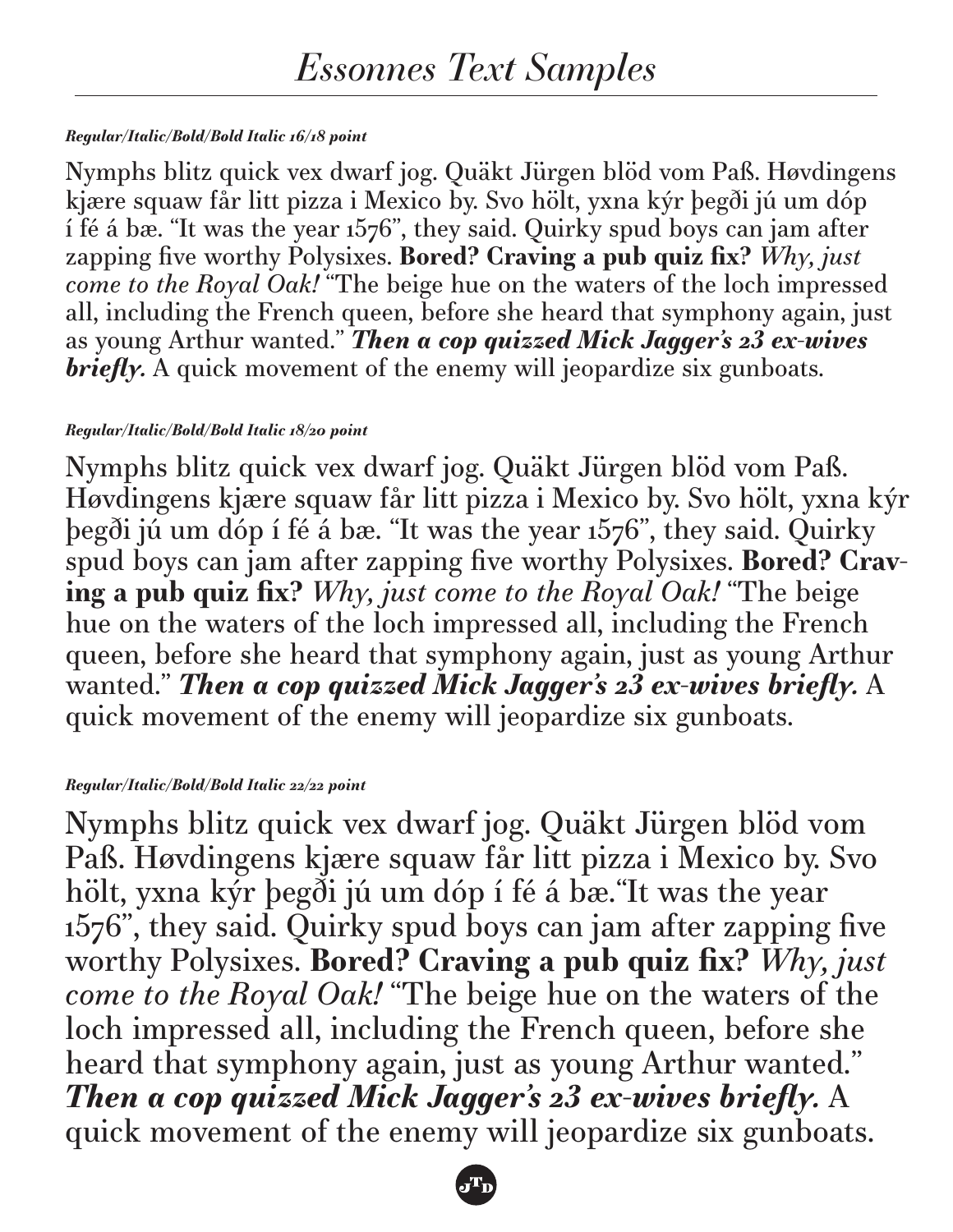# *Essonnes Text Samples*

***Regular/Italic/Bold/Bold Italic 16/18 point***

Nymphs blitz quick vex dwarf jog. Quäkt Jürgen blöd vom Paß. Høvdingens kjære squaw får litt pizza i Mexico by. Svo hölt, yxna kýr þegði jú um dóp í fé á bæ. "It was the year 1576", they said. Quirky spud boys can jam after zapping five worthy Polysixes. **Bored? Craving a pub quiz fix?** *Why, just come to the Royal Oak!* "The beige hue on the waters of the loch impressed all, including the French queen, before she heard that symphony again, just as young Arthur wanted." ***Then a cop quizzed Mick Jagger's 23 ex-wives briefly.*** A quick movement of the enemy will jeopardize six gunboats.

***Regular/Italic/Bold/Bold Italic 18/20 point***

Nymphs blitz quick vex dwarf jog. Quäkt Jürgen blöd vom Paß. Høvdingens kjære squaw får litt pizza i Mexico by. Svo hölt, yxna kýr þegði jú um dóp í fé á bæ. "It was the year 1576", they said. Quirky spud boys can jam after zapping five worthy Polysixes. **Bored? Craving a pub quiz fix?** *Why, just come to the Royal Oak!* "The beige hue on the waters of the loch impressed all, including the French queen, before she heard that symphony again, just as young Arthur wanted." ***Then a cop quizzed Mick Jagger's 23 ex-wives briefly.*** A quick movement of the enemy will jeopardize six gunboats.

***Regular/Italic/Bold/Bold Italic 22/22 point***

Nymphs blitz quick vex dwarf jog. Quäkt Jürgen blöd vom Paß. Høvdingens kjære squaw får litt pizza i Mexico by. Svo hölt, yxna kýr þegði jú um dóp í fé á bæ."It was the year 1576", they said. Quirky spud boys can jam after zapping five worthy Polysixes. **Bored? Craving a pub quiz fix?** *Why, just come to the Royal Oak!* "The beige hue on the waters of the loch impressed all, including the French queen, before she heard that symphony again, just as young Arthur wanted." ***Then a cop quizzed Mick Jagger's 23 ex-wives briefly.*** A quick movement of the enemy will jeopardize six gunboats.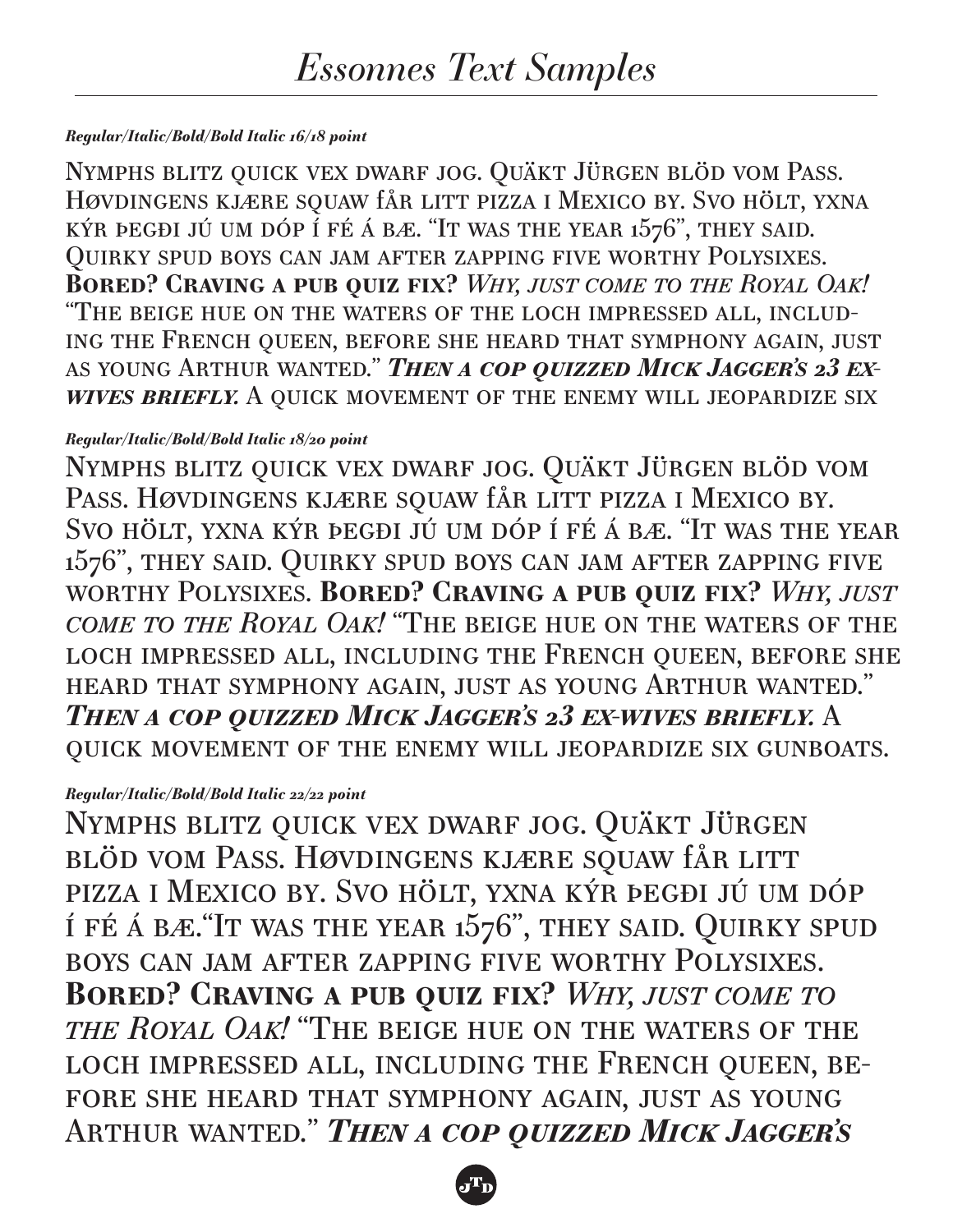# *Essonnes Text Samples*

***Regular/Italic/Bold/Bold Italic 16/18 point***

Nymphs blitz quick vex dwarf jog. Quäkt Jürgen blöd vom Pass. Høvdingens kjære squaw får litt pizza i Mexico by. Svo hölt, yxna kýr þegði jú um dóp í fé á bæ. "It was the year 1576", they said. Quirky spud boys can jam after zapping five worthy Polysixes. **Bored? Craving a pub quiz fix?** *Why, just come to the Royal Oak!* "The beige hue on the waters of the loch impressed all, including the French queen, before she heard that symphony again, just as young Arthur wanted." ***Then a cop quizzed Mick Jagger's 23 ex-wives briefly.*** A quick movement of the enemy will jeopardize six

***Regular/Italic/Bold/Bold Italic 18/20 point***

Nymphs blitz quick vex dwarf jog. Quäkt Jürgen blöd vom Pass. Høvdingens kjære squaw får litt pizza i Mexico by. Svo hölt, yxna kýr þegði jú um dóp í fé á bæ. "It was the year 1576", they said. Quirky spud boys can jam after zapping five worthy Polysixes. **Bored? Craving a pub quiz fix?** *Why, just come to the Royal Oak!* "The beige hue on the waters of the loch impressed all, including the French queen, before she heard that symphony again, just as young Arthur wanted." ***Then a cop quizzed Mick Jagger's 23 ex-wives briefly.*** A quick movement of the enemy will jeopardize six gunboats.

***Regular/Italic/Bold/Bold Italic 22/22 point***

Nymphs blitz quick vex dwarf jog. Quäkt Jürgen blöd vom Pass. Høvdingens kjære squaw får litt pizza i Mexico by. Svo hölt, yxna kýr þegði jú um dóp í fé á bæ."It was the year 1576", they said. Quirky spud boys can jam after zapping five worthy Polysixes. **Bored? Craving a pub quiz fix?** *Why, just come to the Royal Oak!* "The beige hue on the waters of the loch impressed all, including the French queen, before she heard that symphony again, just as young Arthur wanted." ***Then a cop quizzed Mick Jagger's***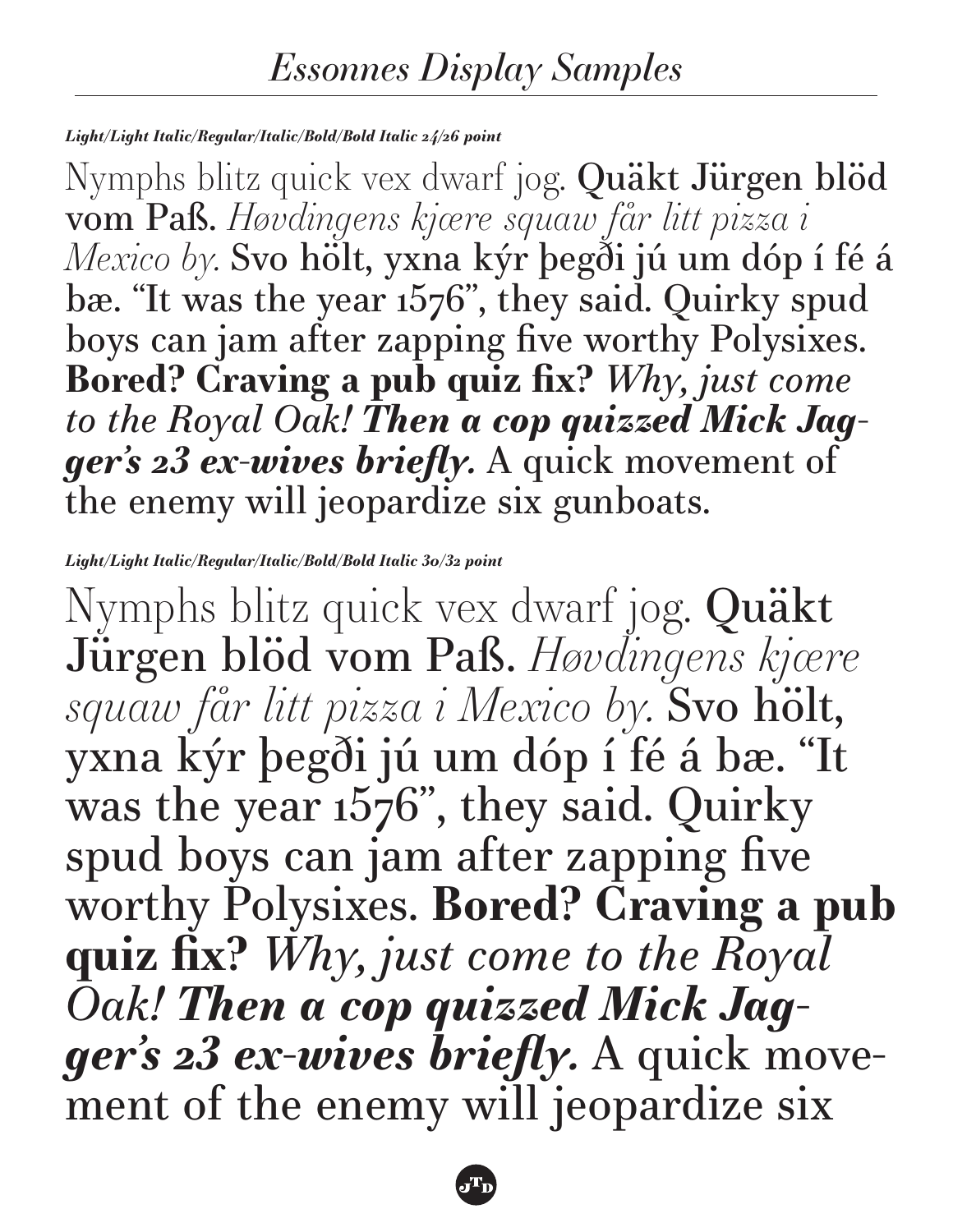# *Essonnes Display Samples*

***Light/Light Italic/Regular/Italic/Bold/Bold Italic 24/26 point***

Nymphs blitz quick vex dwarf jog. **Quäkt Jürgen blöd vom Paß.** *Høvdingens kjære squaw får litt pizza i Mexico by.* Svo hölt, yxna kýr þegði jú um dóp í fé á bæ. "It was the year 1576", they said. Quirky spud boys can jam after zapping five worthy Polysixes. **Bored? Craving a pub quiz fix?** *Why, just come to the Royal Oak!* ***Then a cop quizzed Mick Jagger's 23 ex-wives briefly.*** A quick movement of the enemy will jeopardize six gunboats.

***Light/Light Italic/Regular/Italic/Bold/Bold Italic 30/32 point***

Nymphs blitz quick vex dwarf jog. **Quäkt Jürgen blöd vom Paß.** *Høvdingens kjære squaw får litt pizza i Mexico by.* Svo hölt, yxna kýr þegði jú um dóp í fé á bæ. "It was the year 1576", they said. Quirky spud boys can jam after zapping five worthy Polysixes. **Bored? Craving a pub quiz fix?** *Why, just come to the Royal Oak!* ***Then a cop quizzed Mick Jagger's 23 ex-wives briefly.*** A quick movement of the enemy will jeopardize six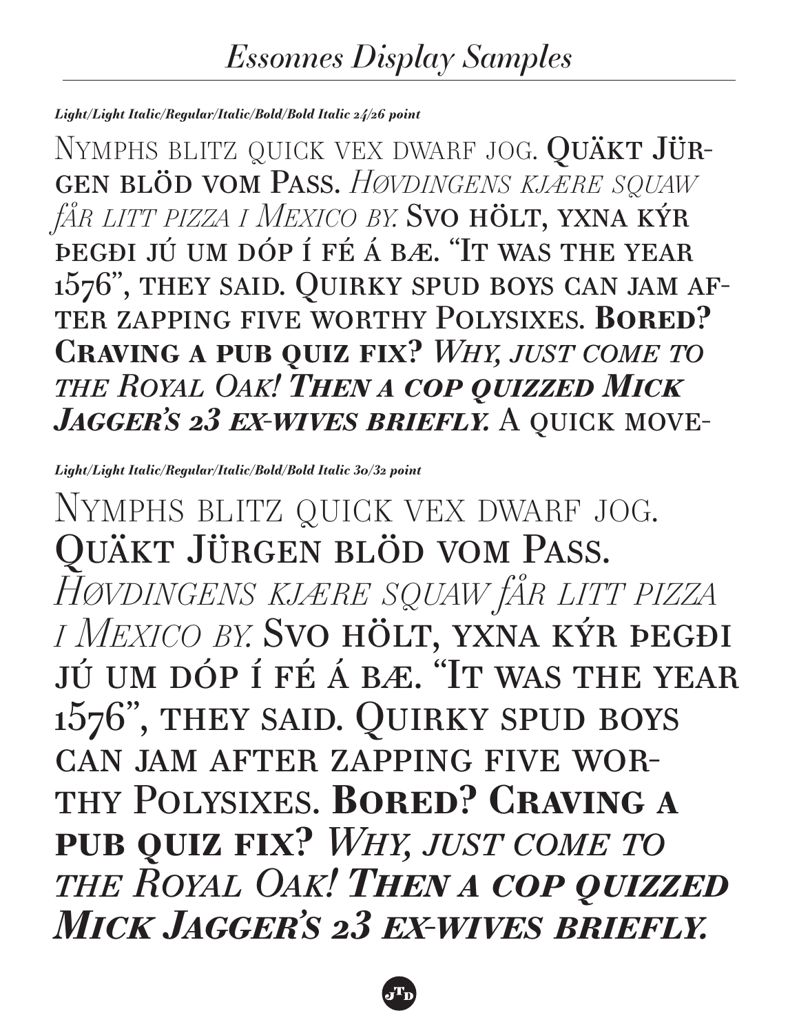# *Essonnes Display Samples*

***Light/Light Italic/Regular/Italic/Bold/Bold Italic 24/26 point***

Nymphs blitz quick vex dwarf jog. **Quäkt Jürgen blöd vom Pass.** *Høvdingens kjære squaw får litt pizza i Mexico by.* Svo hölt, yxna kýr þegði jú um dóp í fé á bæ. "It was the year 1576", they said. Quirky spud boys can jam after zapping five worthy Polysixes. **Bored? Craving a pub quiz fix?** *Why, just come to the Royal Oak!* ***Then a cop quizzed Mick Jagger's 23 ex-wives briefly.*** A quick move-

***Light/Light Italic/Regular/Italic/Bold/Bold Italic 30/32 point***

Nymphs blitz quick vex dwarf jog. **Quäkt Jürgen blöd vom Pass.** *Høvdingens kjære squaw får litt pizza i Mexico by.* Svo hölt, yxna kýr þegði jú um dóp í fé á bæ. "It was the year 1576", they said. Quirky spud boys can jam after zapping five worthy Polysixes. **Bored? Craving a pub quiz fix?** *Why, just come to the Royal Oak!* ***Then a cop quizzed Mick Jagger's 23 ex-wives briefly.***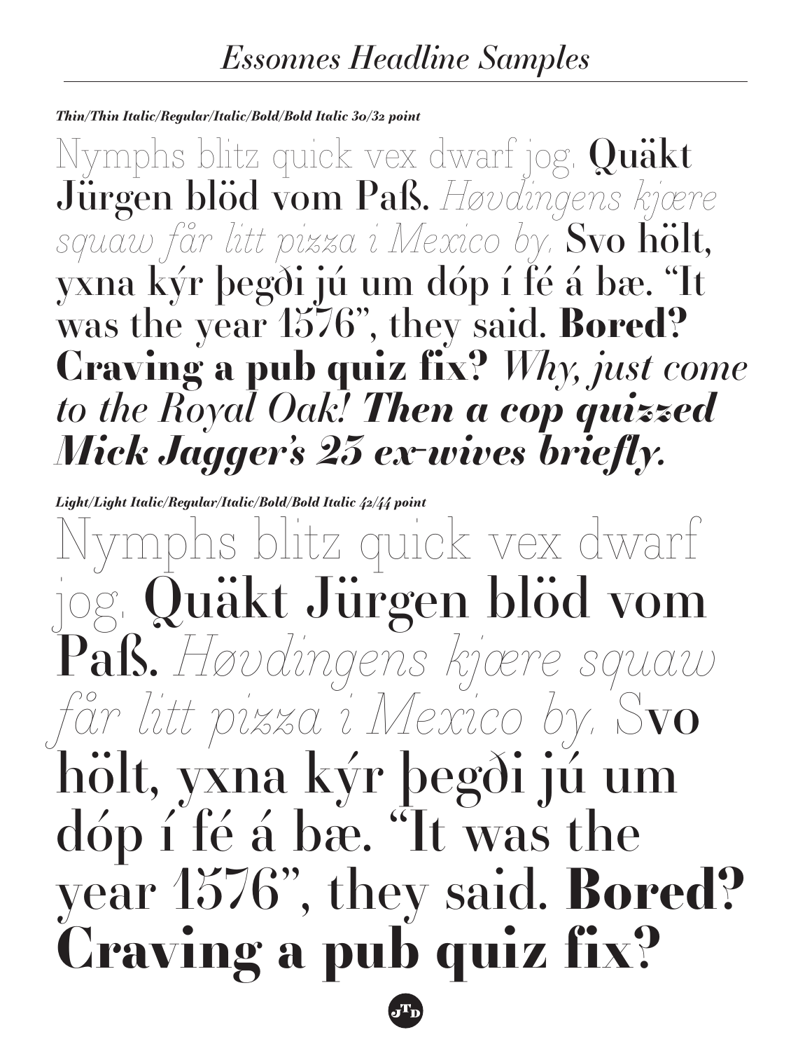# *Essonnes Headline Samples*

***Thin/Thin Italic/Regular/Italic/Bold/Bold Italic 30/32 point***

Nymphs blitz quick vex dwarf jog. Quäkt Jürgen blöd vom Paß. *Høvdingens kjære squaw får litt pizza i Mexico by.* Svo hölt, yxna kýr þegði jú um dóp í fé á bæ. "It was the year 1576", they said. **Bored? Craving a pub quiz fix?** *Why, just come to the Royal Oak!* ***Then a cop quizzed Mick Jagger's 25 ex-wives briefly.***

***Light/Light Italic/Regular/Italic/Bold/Bold Italic 42/44 point***

Nymphs blitz quick vex dwarf jog. Quäkt Jürgen blöd vom Paß. *Høvdingens kjære squaw får litt pizza i Mexico by. S*vo hölt, yxna kýr þegði jú um dóp í fé á bæ. "It was the year 1576", they said. **Bored? Craving a pub quiz fix?**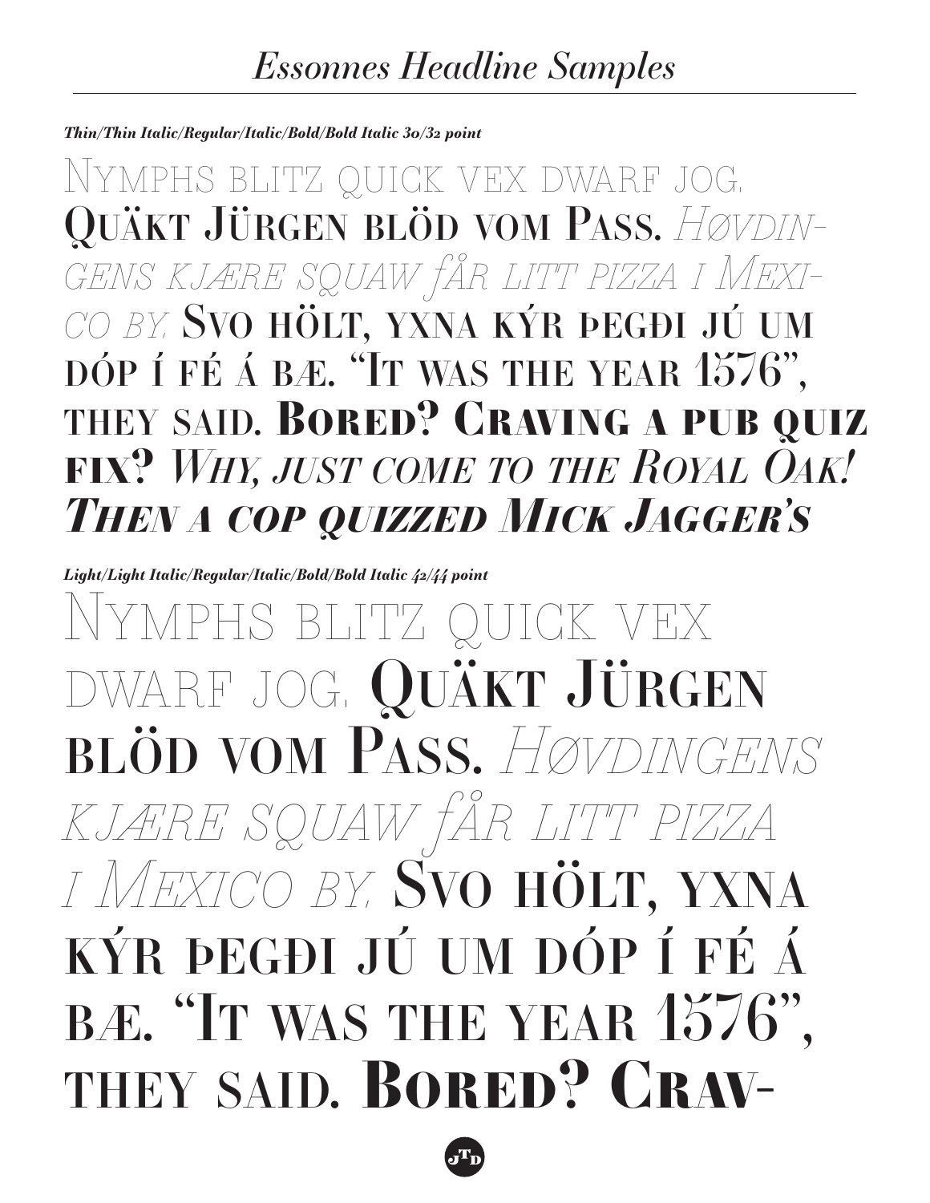# *Essonnes Headline Samples*

***Thin/Thin Italic/Regular/Italic/Bold/Bold Italic 30/32 point***

Nymphs blitz quick vex dwarf jog. Quäkt Jürgen blöd vom Pass. *Høvdingens kjære squaw får litt pizza i Mexico by.* Svo hölt, yxna kýr þegði jú um dóp í fé á bæ. "It was the year 1576", they said. **Bored? Craving a pub quiz fix?** *Why, just come to the Royal Oak!* ***Then a cop quizzed Mick Jagger's***

***Light/Light Italic/Regular/Italic/Bold/Bold Italic 42/44 point***

Nymphs blitz quick vex dwarf jog. Quäkt Jürgen blöd vom Pass. *Høvdingens kjære squaw får litt pizza i Mexico by.* Svo hölt, yxna kýr þegði jú um dóp í fé á bæ. "It was the year 1576", they said. **Bored? Crav-**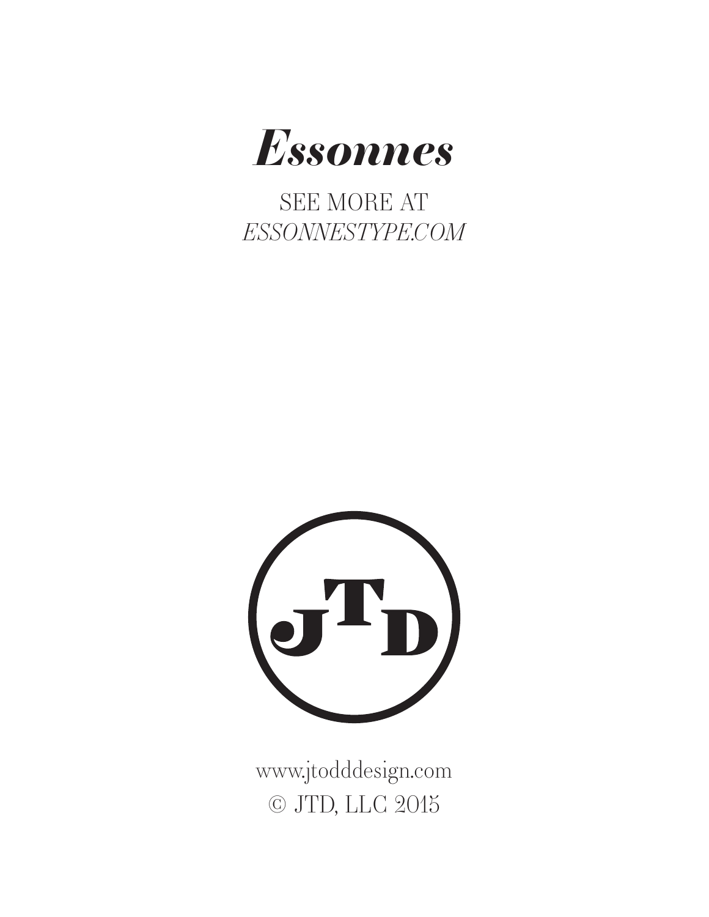# ***Essonnes***

SEE MORE AT
*ESSONNESTYPE.COM*

JTD

www.jtodddesign.com
© JTD, LLC 2015